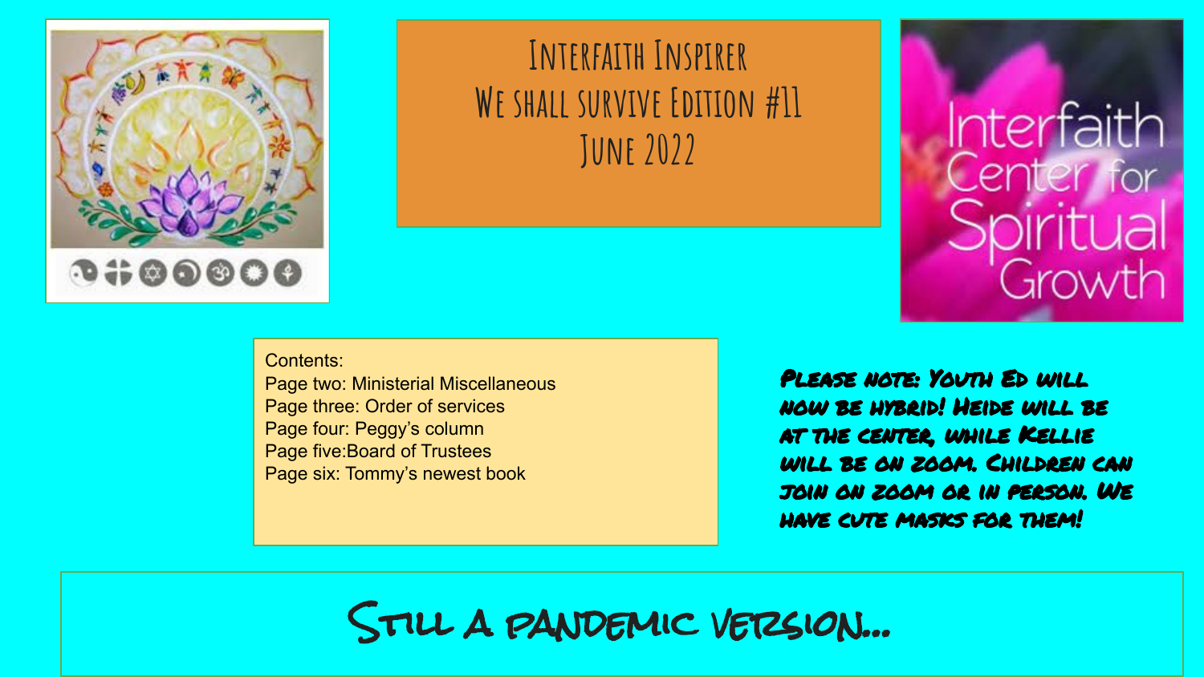# Interfaith Inspirer
## We Shall Survive Edition #11
## June 2022

Interfaith Center for Spiritual Growth

Contents:
Page two: Ministerial Miscellaneous
Page three: Order of services
Page four: Peggy's column
Page five: Board of Trustees
Page six: Tommy's newest book

**Please note: Youth Ed will now be hybrid! Heide will be at the center, while Kellie will be on Zoom. Children can join on Zoom or in person. We have cute masks for them!**

## Still a pandemic version...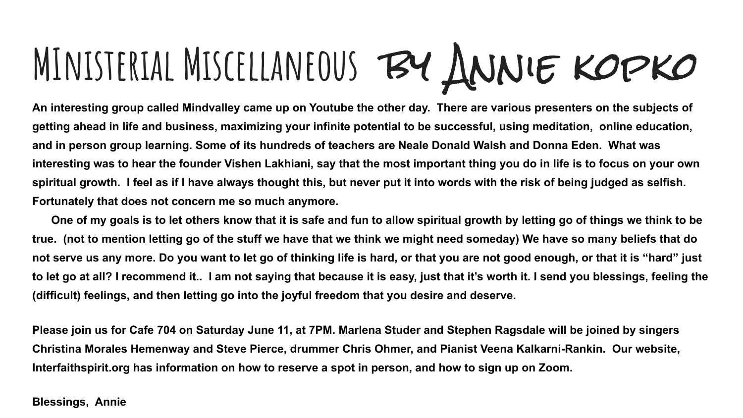# MInisterial Miscellaneous by Annie kopko

**An interesting group called Mindvalley came up on Youtube the other day. There are various presenters on the subjects of getting ahead in life and business, maximizing your infinite potential to be successful, using meditation, online education, and in person group learning. Some of its hundreds of teachers are Neale Donald Walsh and Donna Eden. What was interesting was to hear the founder Vishen Lakhiani, say that the most important thing you do in life is to focus on your own spiritual growth. I feel as if I have always thought this, but never put it into words with the risk of being judged as selfish. Fortunately that does not concern me so much anymore.**

**One of my goals is to let others know that it is safe and fun to allow spiritual growth by letting go of things we think to be true. (not to mention letting go of the stuff we have that we think we might need someday) We have so many beliefs that do not serve us any more. Do you want to let go of thinking life is hard, or that you are not good enough, or that it is "hard" just to let go at all? I recommend it.. I am not saying that because it is easy, just that it's worth it. I send you blessings, feeling the (difficult) feelings, and then letting go into the joyful freedom that you desire and deserve.**

**Please join us for Cafe 704 on Saturday June 11, at 7PM. Marlena Studer and Stephen Ragsdale will be joined by singers Christina Morales Hemenway and Steve Pierce, drummer Chris Ohmer, and Pianist Veena Kalkarni-Rankin. Our website, Interfaithspirit.org has information on how to reserve a spot in person, and how to sign up on Zoom.**

**Blessings, Annie**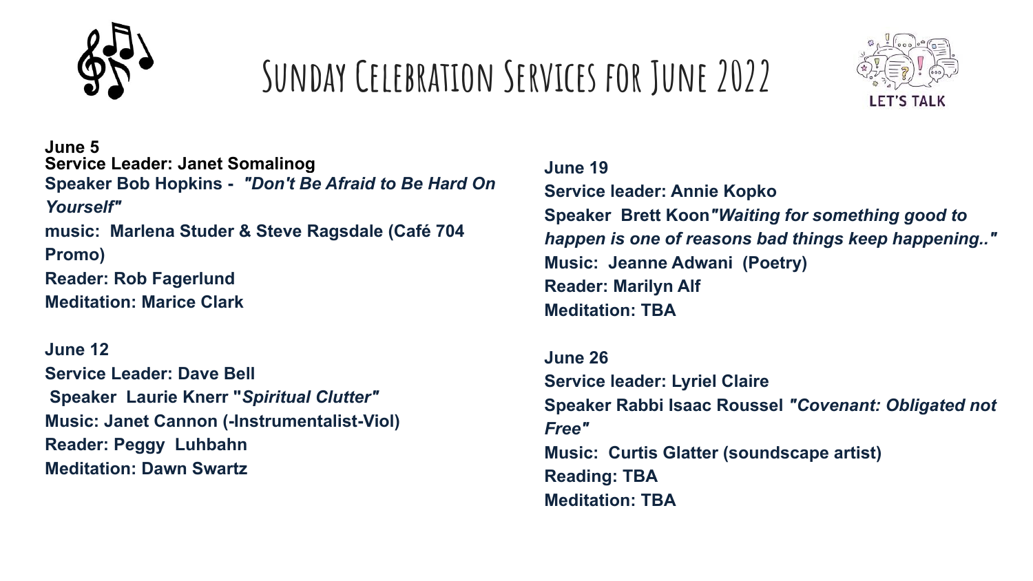# Sunday Celebration Services for June 2022

LET'S TALK

**June 5**
**Service Leader: Janet Somalinog**
**Speaker Bob Hopkins - *"Don't Be Afraid to Be Hard On Yourself"***
**music: Marlena Studer & Steve Ragsdale (Café 704 Promo)**
**Reader: Rob Fagerlund**
**Meditation: Marice Clark**

**June 12**
**Service Leader: Dave Bell**
**Speaker Laurie Knerr "*Spiritual Clutter"***
**Music: Janet Cannon (-Instrumentalist-Viol)**
**Reader: Peggy Luhbahn**
**Meditation: Dawn Swartz**

**June 19**
**Service leader: Annie Kopko**
**Speaker Brett Koon*"Waiting for something good to happen is one of reasons bad things keep happening.."***
**Music: Jeanne Adwani (Poetry)**
**Reader: Marilyn Alf**
**Meditation: TBA**

**June 26**
**Service leader: Lyriel Claire**
**Speaker Rabbi Isaac Roussel *"Covenant: Obligated not Free"***
**Music: Curtis Glatter (soundscape artist)**
**Reading: TBA**
**Meditation: TBA**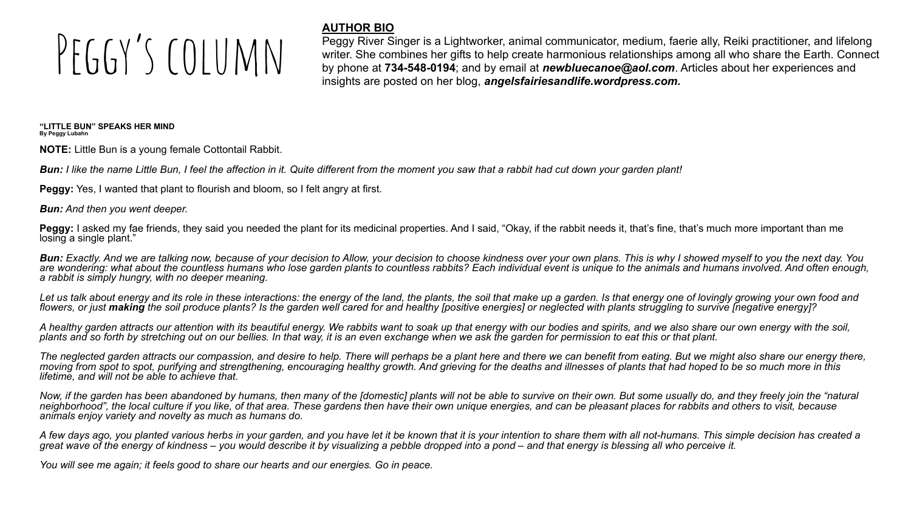# Peggy's column

**AUTHOR BIO**

Peggy River Singer is a Lightworker, animal communicator, medium, faerie ally, Reiki practitioner, and lifelong writer. She combines her gifts to help create harmonious relationships among all who share the Earth. Connect by phone at **734-548-0194**; and by email at ***newbluecanoe@aol.com***. Articles about her experiences and insights are posted on her blog, ***angelsfairiesandlife.wordpress.com.***

### "LITTLE BUN" SPEAKS HER MIND

**By Peggy Lubahn**

**NOTE:** Little Bun is a young female Cottontail Rabbit.

***Bun:*** *I like the name Little Bun, I feel the affection in it. Quite different from the moment you saw that a rabbit had cut down your garden plant!*

**Peggy:** Yes, I wanted that plant to flourish and bloom, so I felt angry at first.

***Bun:*** *And then you went deeper.*

**Peggy:** I asked my fae friends, they said you needed the plant for its medicinal properties. And I said, "Okay, if the rabbit needs it, that's fine, that's much more important than me losing a single plant."

***Bun:*** *Exactly. And we are talking now, because of your decision to Allow, your decision to choose kindness over your own plans. This is why I showed myself to you the next day. You are wondering: what about the countless humans who lose garden plants to countless rabbits? Each individual event is unique to the animals and humans involved. And often enough, a rabbit is simply hungry, with no deeper meaning.*

*Let us talk about energy and its role in these interactions: the energy of the land, the plants, the soil that make up a garden. Is that energy one of lovingly growing your own food and flowers, or just* ***making*** *the soil produce plants? Is the garden well cared for and healthy [positive energies] or neglected with plants struggling to survive [negative energy]?*

*A healthy garden attracts our attention with its beautiful energy. We rabbits want to soak up that energy with our bodies and spirits, and we also share our own energy with the soil, plants and so forth by stretching out on our bellies. In that way, it is an even exchange when we ask the garden for permission to eat this or that plant.*

*The neglected garden attracts our compassion, and desire to help. There will perhaps be a plant here and there we can benefit from eating. But we might also share our energy there, moving from spot to spot, purifying and strengthening, encouraging healthy growth. And grieving for the deaths and illnesses of plants that had hoped to be so much more in this lifetime, and will not be able to achieve that.*

*Now, if the garden has been abandoned by humans, then many of the [domestic] plants will not be able to survive on their own. But some usually do, and they freely join the "natural neighborhood", the local culture if you like, of that area. These gardens then have their own unique energies, and can be pleasant places for rabbits and others to visit, because animals enjoy variety and novelty as much as humans do.*

*A few days ago, you planted various herbs in your garden, and you have let it be known that it is your intention to share them with all not-humans. This simple decision has created a great wave of the energy of kindness – you would describe it by visualizing a pebble dropped into a pond – and that energy is blessing all who perceive it.*

*You will see me again; it feels good to share our hearts and our energies. Go in peace.*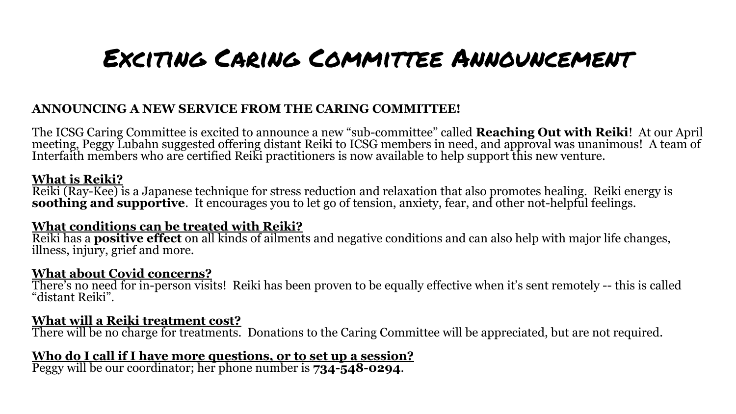# Exciting Caring Committee Announcement

**ANNOUNCING A NEW SERVICE FROM THE CARING COMMITTEE!**

The ICSG Caring Committee is excited to announce a new "sub-committee" called **Reaching Out with Reiki**! At our April meeting, Peggy Lubahn suggested offering distant Reiki to ICSG members in need, and approval was unanimous! A team of Interfaith members who are certified Reiki practitioners is now available to help support this new venture.

**What is Reiki?**
Reiki (Ray-Kee) is a Japanese technique for stress reduction and relaxation that also promotes healing. Reiki energy is **soothing and supportive**. It encourages you to let go of tension, anxiety, fear, and other not-helpful feelings.

**What conditions can be treated with Reiki?**
Reiki has a **positive effect** on all kinds of ailments and negative conditions and can also help with major life changes, illness, injury, grief and more.

**What about Covid concerns?**
There's no need for in-person visits! Reiki has been proven to be equally effective when it's sent remotely -- this is called "distant Reiki".

**What will a Reiki treatment cost?**
There will be no charge for treatments. Donations to the Caring Committee will be appreciated, but are not required.

**Who do I call if I have more questions, or to set up a session?**
Peggy will be our coordinator; her phone number is **734-548-0294**.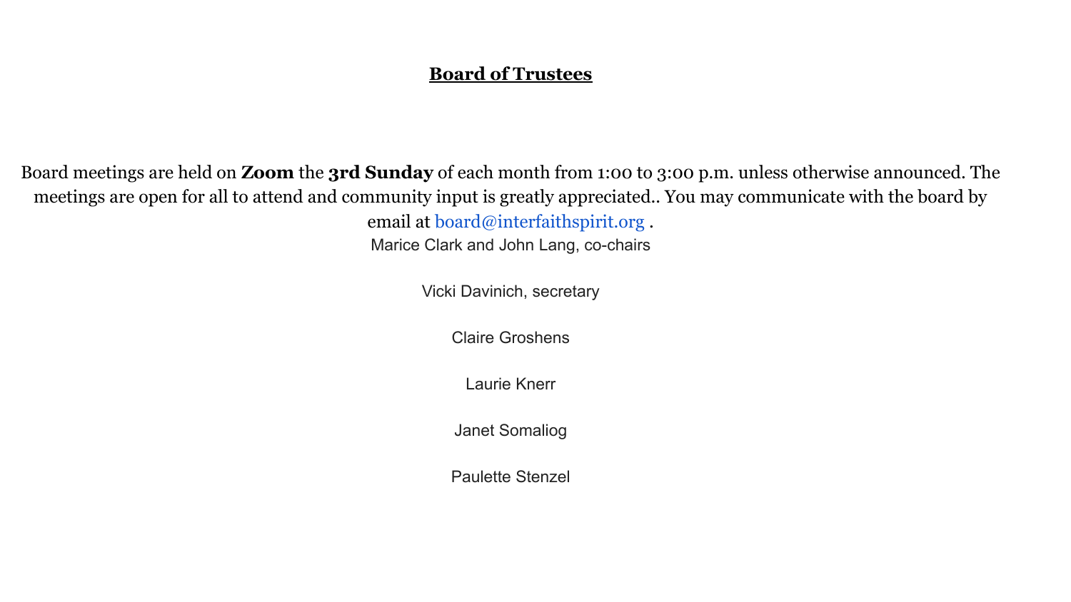## **<u>Board of Trustees</u>**

Board meetings are held on **Zoom** the **3rd Sunday** of each month from 1:00 to 3:00 p.m. unless otherwise announced. The meetings are open for all to attend and community input is greatly appreciated.. You may communicate with the board by email at board@interfaithspirit.org .

Marice Clark and John Lang, co-chairs

Vicki Davinich, secretary

Claire Groshens

Laurie Knerr

Janet Somaliog

Paulette Stenzel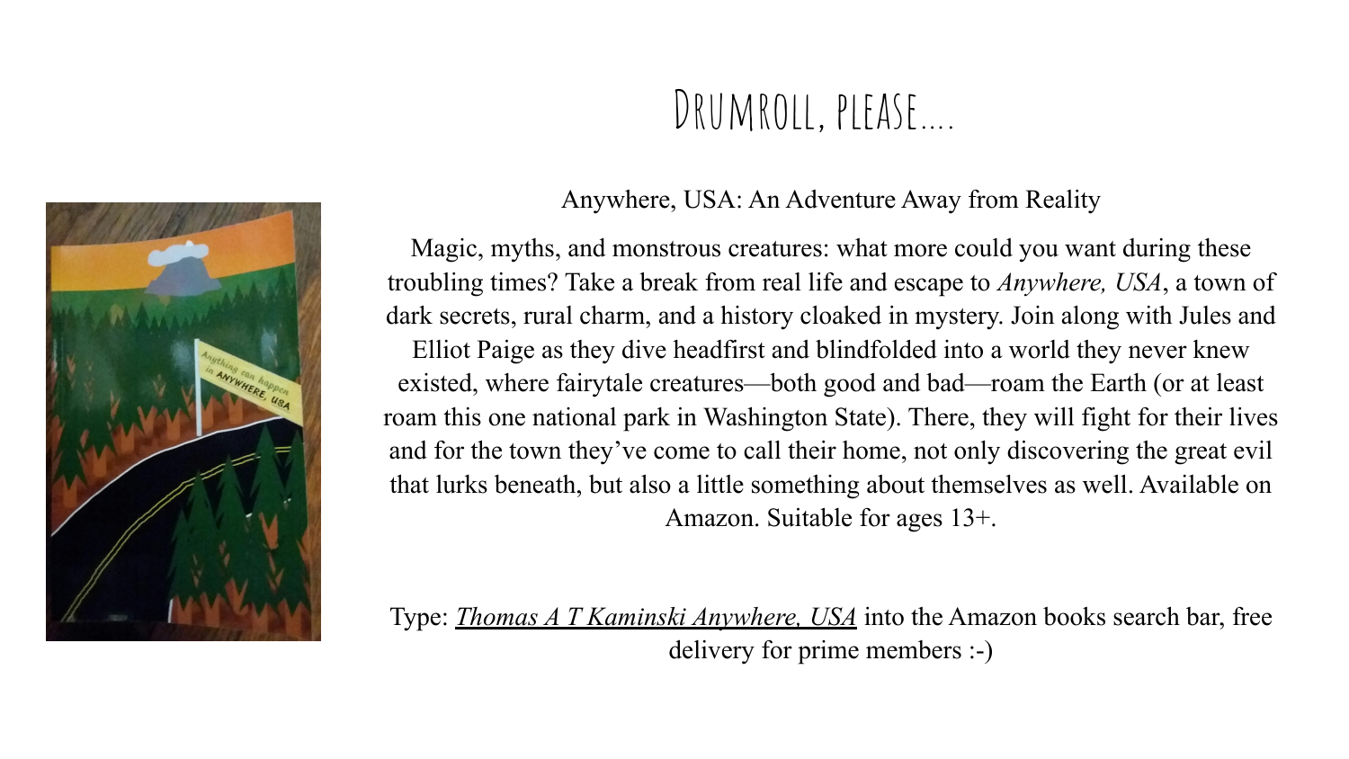# Drumroll, please....

Anywhere, USA: An Adventure Away from Reality

Magic, myths, and monstrous creatures: what more could you want during these troubling times? Take a break from real life and escape to *Anywhere, USA*, a town of dark secrets, rural charm, and a history cloaked in mystery. Join along with Jules and Elliot Paige as they dive headfirst and blindfolded into a world they never knew existed, where fairytale creatures—both good and bad—roam the Earth (or at least roam this one national park in Washington State). There, they will fight for their lives and for the town they've come to call their home, not only discovering the great evil that lurks beneath, but also a little something about themselves as well. Available on Amazon. Suitable for ages 13+.

Type: *Thomas A T Kaminski Anywhere, USA* into the Amazon books search bar, free delivery for prime members :-)